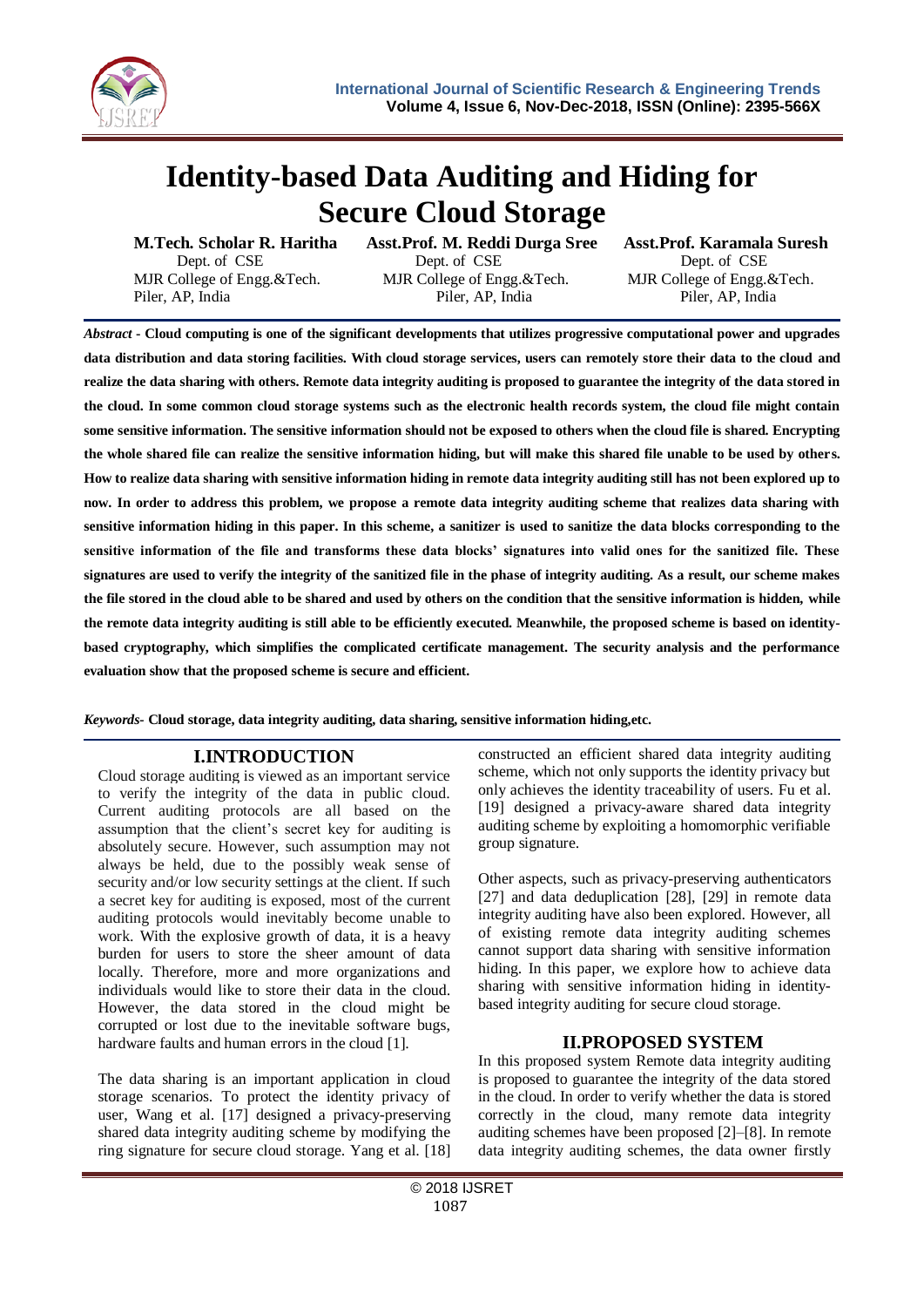# Identity-based Data Auditing and Hiding for Secure Cloud Storage

**M.Tech. Scholar R. Haritha**
Dept. of CSE
MJR College of Engg.&Tech.
Piler, AP, India

**Asst.Prof. M. Reddi Durga Sree**
Dept. of CSE
MJR College of Engg.&Tech.
Piler, AP, India

**Asst.Prof. Karamala Suresh**
Dept. of CSE
MJR College of Engg.&Tech.
Piler, AP, India

***Abstract* - Cloud computing is one of the significant developments that utilizes progressive computational power and upgrades data distribution and data storing facilities. With cloud storage services, users can remotely store their data to the cloud and realize the data sharing with others. Remote data integrity auditing is proposed to guarantee the integrity of the data stored in the cloud. In some common cloud storage systems such as the electronic health records system, the cloud file might contain some sensitive information. The sensitive information should not be exposed to others when the cloud file is shared. Encrypting the whole shared file can realize the sensitive information hiding, but will make this shared file unable to be used by others. How to realize data sharing with sensitive information hiding in remote data integrity auditing still has not been explored up to now. In order to address this problem, we propose a remote data integrity auditing scheme that realizes data sharing with sensitive information hiding in this paper. In this scheme, a sanitizer is used to sanitize the data blocks corresponding to the sensitive information of the file and transforms these data blocks' signatures into valid ones for the sanitized file. These signatures are used to verify the integrity of the sanitized file in the phase of integrity auditing. As a result, our scheme makes the file stored in the cloud able to be shared and used by others on the condition that the sensitive information is hidden, while the remote data integrity auditing is still able to be efficiently executed. Meanwhile, the proposed scheme is based on identity-based cryptography, which simplifies the complicated certificate management. The security analysis and the performance evaluation show that the proposed scheme is secure and efficient.**

***Keywords*- Cloud storage, data integrity auditing, data sharing, sensitive information hiding,etc.**

## I.INTRODUCTION

Cloud storage auditing is viewed as an important service to verify the integrity of the data in public cloud. Current auditing protocols are all based on the assumption that the client's secret key for auditing is absolutely secure. However, such assumption may not always be held, due to the possibly weak sense of security and/or low security settings at the client. If such a secret key for auditing is exposed, most of the current auditing protocols would inevitably become unable to work. With the explosive growth of data, it is a heavy burden for users to store the sheer amount of data locally. Therefore, more and more organizations and individuals would like to store their data in the cloud. However, the data stored in the cloud might be corrupted or lost due to the inevitable software bugs, hardware faults and human errors in the cloud [1].

The data sharing is an important application in cloud storage scenarios. To protect the identity privacy of user, Wang et al. [17] designed a privacy-preserving shared data integrity auditing scheme by modifying the ring signature for secure cloud storage. Yang et al. [18] constructed an efficient shared data integrity auditing scheme, which not only supports the identity privacy but only achieves the identity traceability of users. Fu et al. [19] designed a privacy-aware shared data integrity auditing scheme by exploiting a homomorphic verifiable group signature.

Other aspects, such as privacy-preserving authenticators [27] and data deduplication [28], [29] in remote data integrity auditing have also been explored. However, all of existing remote data integrity auditing schemes cannot support data sharing with sensitive information hiding. In this paper, we explore how to achieve data sharing with sensitive information hiding in identity-based integrity auditing for secure cloud storage.

## II.PROPOSED SYSTEM

In this proposed system Remote data integrity auditing is proposed to guarantee the integrity of the data stored in the cloud. In order to verify whether the data is stored correctly in the cloud, many remote data integrity auditing schemes have been proposed [2]–[8]. In remote data integrity auditing schemes, the data owner firstly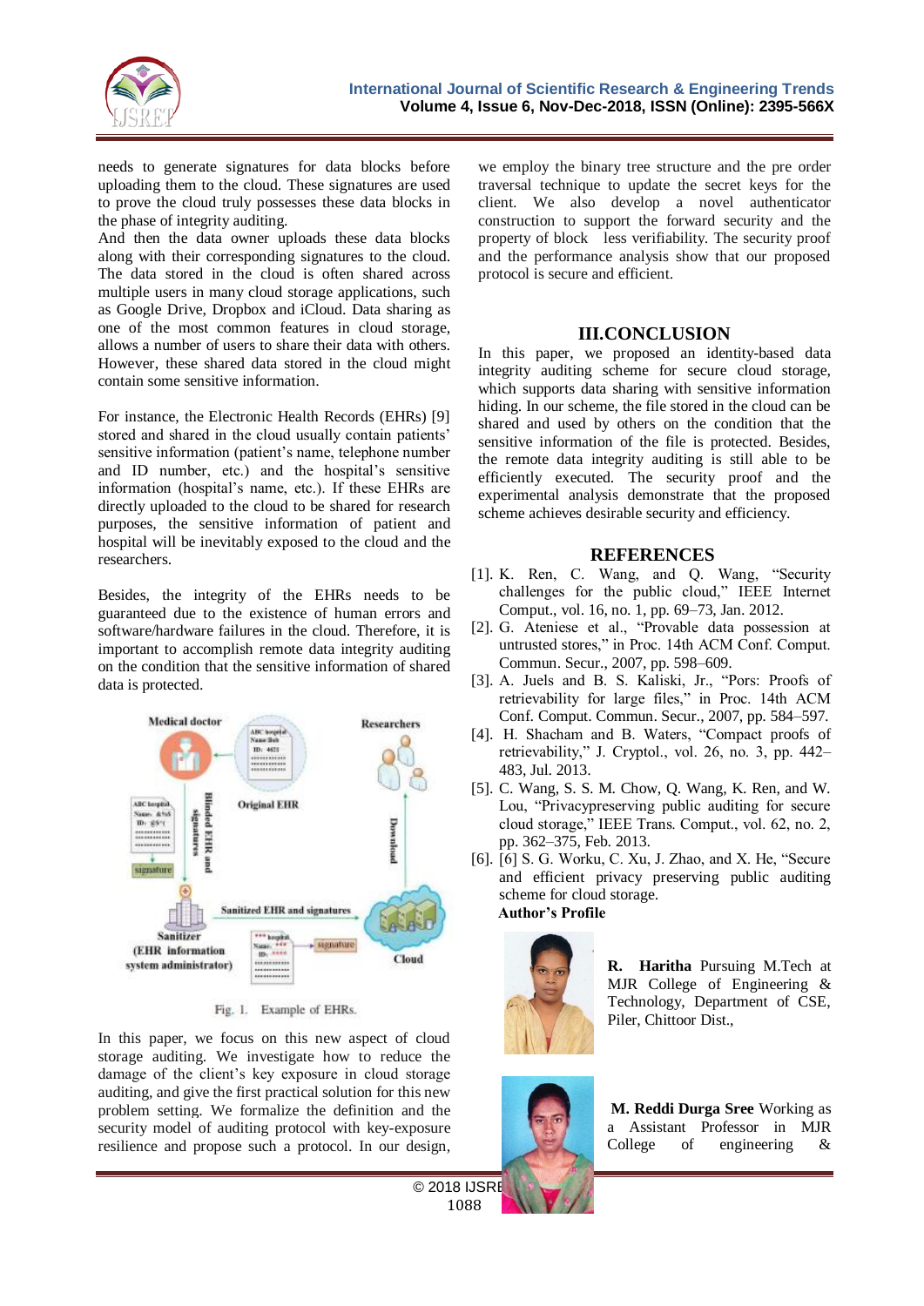needs to generate signatures for data blocks before uploading them to the cloud. These signatures are used to prove the cloud truly possesses these data blocks in the phase of integrity auditing.
And then the data owner uploads these data blocks along with their corresponding signatures to the cloud. The data stored in the cloud is often shared across multiple users in many cloud storage applications, such as Google Drive, Dropbox and iCloud. Data sharing as one of the most common features in cloud storage, allows a number of users to share their data with others. However, these shared data stored in the cloud might contain some sensitive information.

For instance, the Electronic Health Records (EHRs) [9] stored and shared in the cloud usually contain patients' sensitive information (patient's name, telephone number and ID number, etc.) and the hospital's sensitive information (hospital's name, etc.). If these EHRs are directly uploaded to the cloud to be shared for research purposes, the sensitive information of patient and hospital will be inevitably exposed to the cloud and the researchers.

Besides, the integrity of the EHRs needs to be guaranteed due to the existence of human errors and software/hardware failures in the cloud. Therefore, it is important to accomplish remote data integrity auditing on the condition that the sensitive information of shared data is protected.

Medical doctor

Researchers

Original EHR

Blinded EHR and signatures

Download

Sanitized EHR and signatures

Sanitizer (EHR information system administrator)

Cloud

Fig. 1. Example of EHRs.

In this paper, we focus on this new aspect of cloud storage auditing. We investigate how to reduce the damage of the client's key exposure in cloud storage auditing, and give the first practical solution for this new problem setting. We formalize the definition and the security model of auditing protocol with key-exposure resilience and propose such a protocol. In our design, we employ the binary tree structure and the pre order traversal technique to update the secret keys for the client. We also develop a novel authenticator construction to support the forward security and the property of block less verifiability. The security proof and the performance analysis show that our proposed protocol is secure and efficient.

## III.CONCLUSION

In this paper, we proposed an identity-based data integrity auditing scheme for secure cloud storage, which supports data sharing with sensitive information hiding. In our scheme, the file stored in the cloud can be shared and used by others on the condition that the sensitive information of the file is protected. Besides, the remote data integrity auditing is still able to be efficiently executed. The security proof and the experimental analysis demonstrate that the proposed scheme achieves desirable security and efficiency.

## REFERENCES

[1]. K. Ren, C. Wang, and Q. Wang, "Security challenges for the public cloud," IEEE Internet Comput., vol. 16, no. 1, pp. 69–73, Jan. 2012.

[2]. G. Ateniese et al., "Provable data possession at untrusted stores," in Proc. 14th ACM Conf. Comput. Commun. Secur., 2007, pp. 598–609.

[3]. A. Juels and B. S. Kaliski, Jr., "Pors: Proofs of retrievability for large files," in Proc. 14th ACM Conf. Comput. Commun. Secur., 2007, pp. 584–597.

[4]. H. Shacham and B. Waters, "Compact proofs of retrievability," J. Cryptol., vol. 26, no. 3, pp. 442–483, Jul. 2013.

[5]. C. Wang, S. S. M. Chow, Q. Wang, K. Ren, and W. Lou, "Privacypreserving public auditing for secure cloud storage," IEEE Trans. Comput., vol. 62, no. 2, pp. 362–375, Feb. 2013.

[6]. [6] S. G. Worku, C. Xu, J. Zhao, and X. He, "Secure and efficient privacy preserving public auditing scheme for cloud storage.

**Author's Profile**

**R. Haritha** Pursuing M.Tech at MJR College of Engineering & Technology, Department of CSE, Piler, Chittoor Dist.,

**M. Reddi Durga Sree** Working as a Assistant Professor in MJR College of engineering &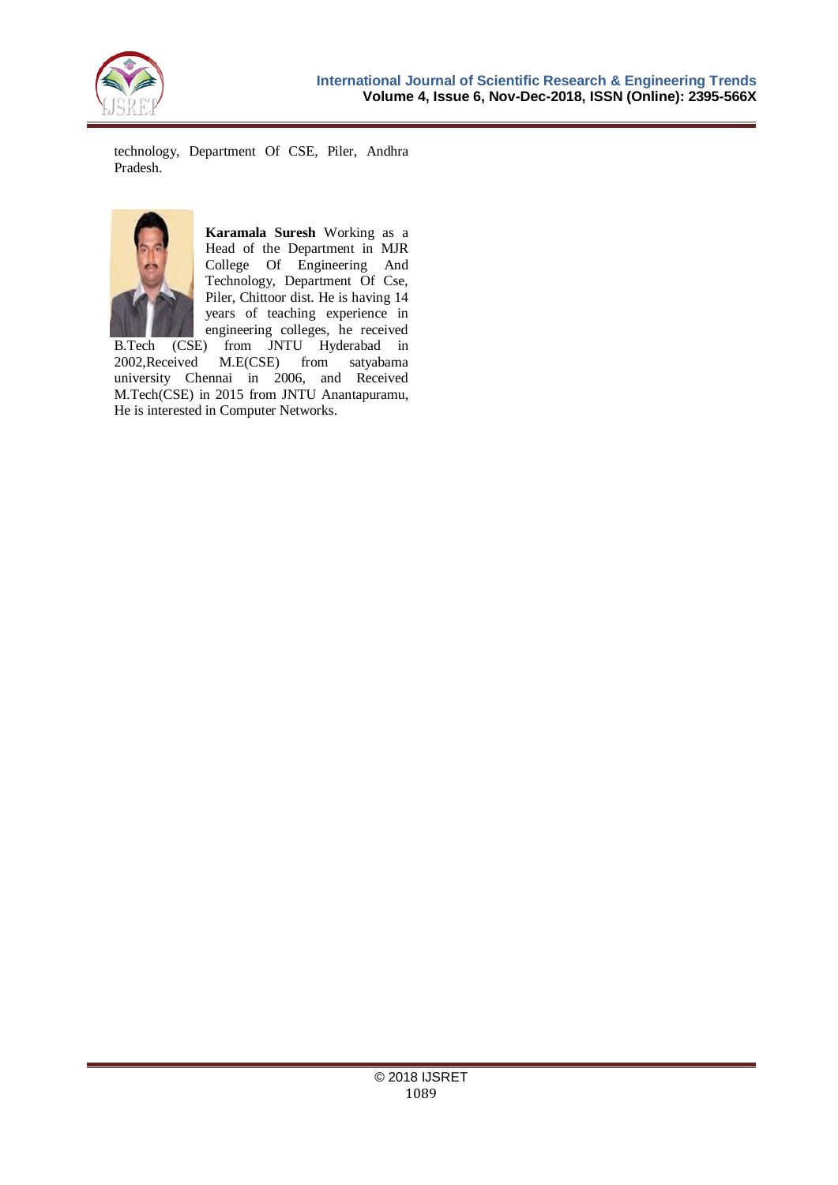technology, Department Of CSE, Piler, Andhra Pradesh.

**Karamala Suresh** Working as a Head of the Department in MJR College Of Engineering And Technology, Department Of Cse, Piler, Chittoor dist. He is having 14 years of teaching experience in engineering colleges, he received B.Tech (CSE) from JNTU Hyderabad in 2002,Received M.E(CSE) from satyabama university Chennai in 2006, and Received M.Tech(CSE) in 2015 from JNTU Anantapuramu, He is interested in Computer Networks.